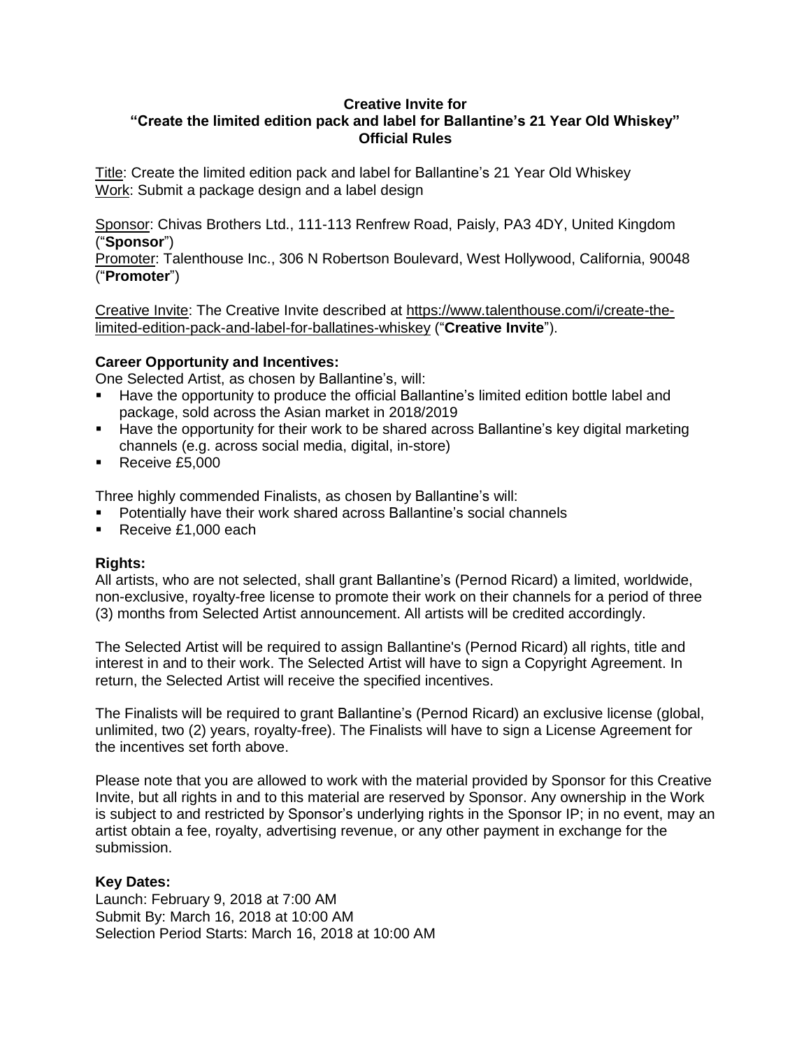**Creative Invite for**
**"Create the limited edition pack and label for Ballantine's 21 Year Old Whiskey"**
**Official Rules**

Title: Create the limited edition pack and label for Ballantine's 21 Year Old Whiskey
Work: Submit a package design and a label design

Sponsor: Chivas Brothers Ltd., 111-113 Renfrew Road, Paisly, PA3 4DY, United Kingdom ("**Sponsor**")
Promoter: Talenthouse Inc., 306 N Robertson Boulevard, West Hollywood, California, 90048 ("**Promoter**")

Creative Invite: The Creative Invite described at https://www.talenthouse.com/i/create-the-limited-edition-pack-and-label-for-ballatines-whiskey ("**Creative Invite**").

**Career Opportunity and Incentives:**

One Selected Artist, as chosen by Ballantine's, will:

- Have the opportunity to produce the official Ballantine's limited edition bottle label and package, sold across the Asian market in 2018/2019
- Have the opportunity for their work to be shared across Ballantine's key digital marketing channels (e.g. across social media, digital, in-store)
- Receive £5,000

Three highly commended Finalists, as chosen by Ballantine's will:

- Potentially have their work shared across Ballantine's social channels
- Receive £1,000 each

**Rights:**

All artists, who are not selected, shall grant Ballantine's (Pernod Ricard) a limited, worldwide, non-exclusive, royalty-free license to promote their work on their channels for a period of three (3) months from Selected Artist announcement. All artists will be credited accordingly.

The Selected Artist will be required to assign Ballantine's (Pernod Ricard) all rights, title and interest in and to their work. The Selected Artist will have to sign a Copyright Agreement. In return, the Selected Artist will receive the specified incentives.

The Finalists will be required to grant Ballantine's (Pernod Ricard) an exclusive license (global, unlimited, two (2) years, royalty-free). The Finalists will have to sign a License Agreement for the incentives set forth above.

Please note that you are allowed to work with the material provided by Sponsor for this Creative Invite, but all rights in and to this material are reserved by Sponsor. Any ownership in the Work is subject to and restricted by Sponsor's underlying rights in the Sponsor IP; in no event, may an artist obtain a fee, royalty, advertising revenue, or any other payment in exchange for the submission.

**Key Dates:**

Launch: February 9, 2018 at 7:00 AM
Submit By: March 16, 2018 at 10:00 AM
Selection Period Starts: March 16, 2018 at 10:00 AM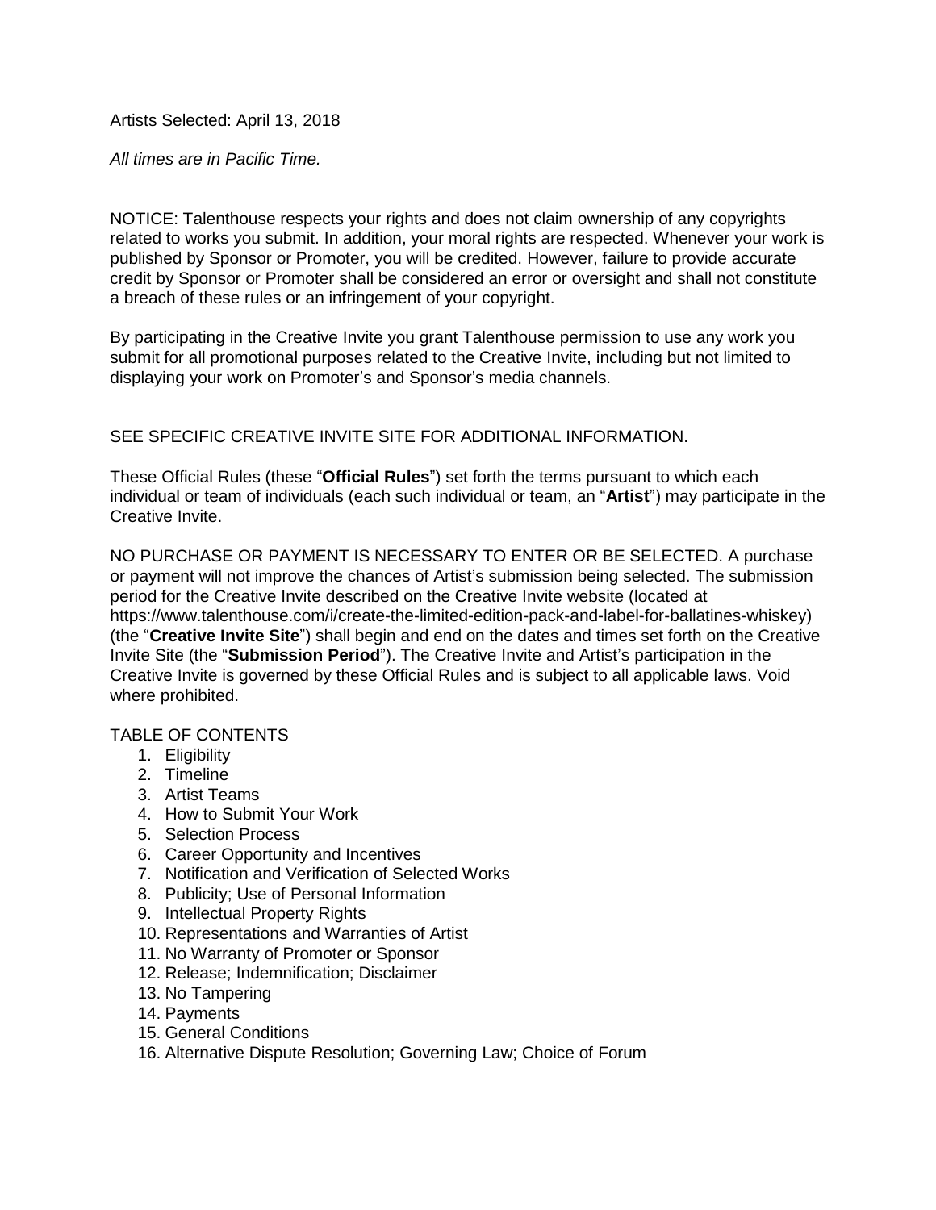Artists Selected: April 13, 2018

*All times are in Pacific Time.*

NOTICE: Talenthouse respects your rights and does not claim ownership of any copyrights related to works you submit. In addition, your moral rights are respected. Whenever your work is published by Sponsor or Promoter, you will be credited. However, failure to provide accurate credit by Sponsor or Promoter shall be considered an error or oversight and shall not constitute a breach of these rules or an infringement of your copyright.

By participating in the Creative Invite you grant Talenthouse permission to use any work you submit for all promotional purposes related to the Creative Invite, including but not limited to displaying your work on Promoter's and Sponsor's media channels.

SEE SPECIFIC CREATIVE INVITE SITE FOR ADDITIONAL INFORMATION.

These Official Rules (these "**Official Rules**") set forth the terms pursuant to which each individual or team of individuals (each such individual or team, an "**Artist**") may participate in the Creative Invite.

NO PURCHASE OR PAYMENT IS NECESSARY TO ENTER OR BE SELECTED. A purchase or payment will not improve the chances of Artist's submission being selected. The submission period for the Creative Invite described on the Creative Invite website (located at https://www.talenthouse.com/i/create-the-limited-edition-pack-and-label-for-ballatines-whiskey) (the "**Creative Invite Site**") shall begin and end on the dates and times set forth on the Creative Invite Site (the "**Submission Period**"). The Creative Invite and Artist's participation in the Creative Invite is governed by these Official Rules and is subject to all applicable laws. Void where prohibited.

TABLE OF CONTENTS

1. Eligibility
2. Timeline
3. Artist Teams
4. How to Submit Your Work
5. Selection Process
6. Career Opportunity and Incentives
7. Notification and Verification of Selected Works
8. Publicity; Use of Personal Information
9. Intellectual Property Rights
10. Representations and Warranties of Artist
11. No Warranty of Promoter or Sponsor
12. Release; Indemnification; Disclaimer
13. No Tampering
14. Payments
15. General Conditions
16. Alternative Dispute Resolution; Governing Law; Choice of Forum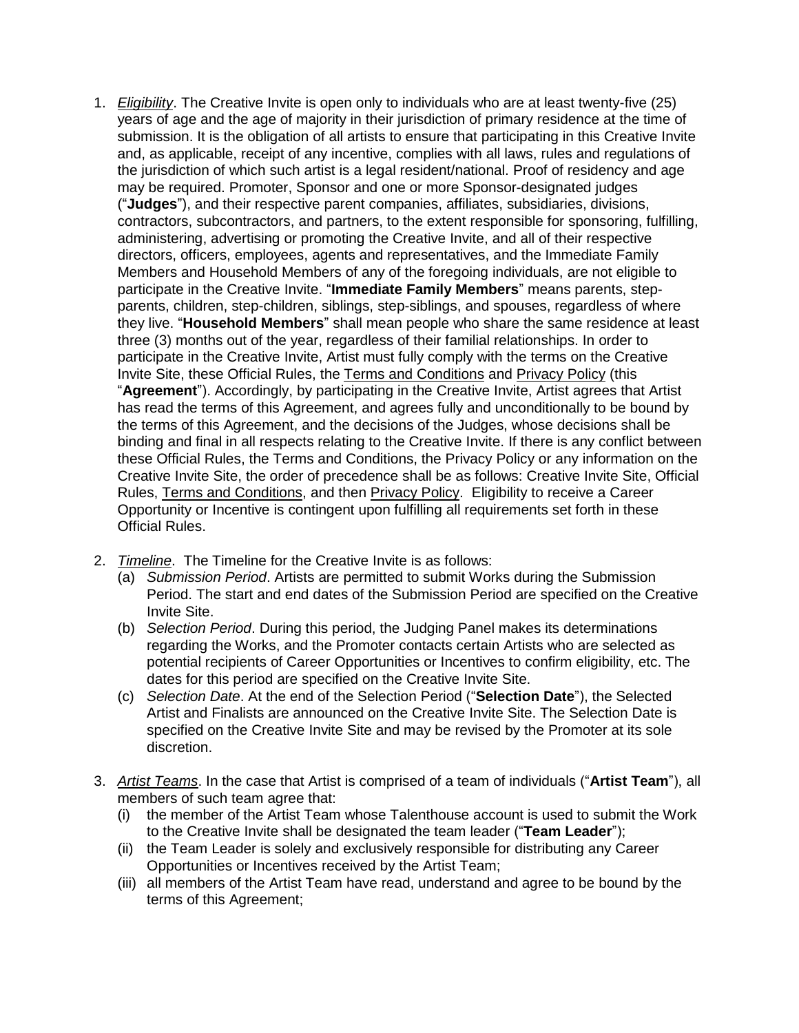1. *Eligibility*. The Creative Invite is open only to individuals who are at least twenty-five (25) years of age and the age of majority in their jurisdiction of primary residence at the time of submission. It is the obligation of all artists to ensure that participating in this Creative Invite and, as applicable, receipt of any incentive, complies with all laws, rules and regulations of the jurisdiction of which such artist is a legal resident/national. Proof of residency and age may be required. Promoter, Sponsor and one or more Sponsor-designated judges ("**Judges**"), and their respective parent companies, affiliates, subsidiaries, divisions, contractors, subcontractors, and partners, to the extent responsible for sponsoring, fulfilling, administering, advertising or promoting the Creative Invite, and all of their respective directors, officers, employees, agents and representatives, and the Immediate Family Members and Household Members of any of the foregoing individuals, are not eligible to participate in the Creative Invite. "**Immediate Family Members**" means parents, step-parents, children, step-children, siblings, step-siblings, and spouses, regardless of where they live. "**Household Members**" shall mean people who share the same residence at least three (3) months out of the year, regardless of their familial relationships. In order to participate in the Creative Invite, Artist must fully comply with the terms on the Creative Invite Site, these Official Rules, the Terms and Conditions and Privacy Policy (this "**Agreement**"). Accordingly, by participating in the Creative Invite, Artist agrees that Artist has read the terms of this Agreement, and agrees fully and unconditionally to be bound by the terms of this Agreement, and the decisions of the Judges, whose decisions shall be binding and final in all respects relating to the Creative Invite. If there is any conflict between these Official Rules, the Terms and Conditions, the Privacy Policy or any information on the Creative Invite Site, the order of precedence shall be as follows: Creative Invite Site, Official Rules, Terms and Conditions, and then Privacy Policy. Eligibility to receive a Career Opportunity or Incentive is contingent upon fulfilling all requirements set forth in these Official Rules.

2. *Timeline*. The Timeline for the Creative Invite is as follows:
   (a) *Submission Period*. Artists are permitted to submit Works during the Submission Period. The start and end dates of the Submission Period are specified on the Creative Invite Site.
   (b) *Selection Period*. During this period, the Judging Panel makes its determinations regarding the Works, and the Promoter contacts certain Artists who are selected as potential recipients of Career Opportunities or Incentives to confirm eligibility, etc. The dates for this period are specified on the Creative Invite Site.
   (c) *Selection Date*. At the end of the Selection Period ("**Selection Date**"), the Selected Artist and Finalists are announced on the Creative Invite Site. The Selection Date is specified on the Creative Invite Site and may be revised by the Promoter at its sole discretion.

3. *Artist Teams*. In the case that Artist is comprised of a team of individuals ("**Artist Team**"), all members of such team agree that:
   (i) the member of the Artist Team whose Talenthouse account is used to submit the Work to the Creative Invite shall be designated the team leader ("**Team Leader**");
   (ii) the Team Leader is solely and exclusively responsible for distributing any Career Opportunities or Incentives received by the Artist Team;
   (iii) all members of the Artist Team have read, understand and agree to be bound by the terms of this Agreement;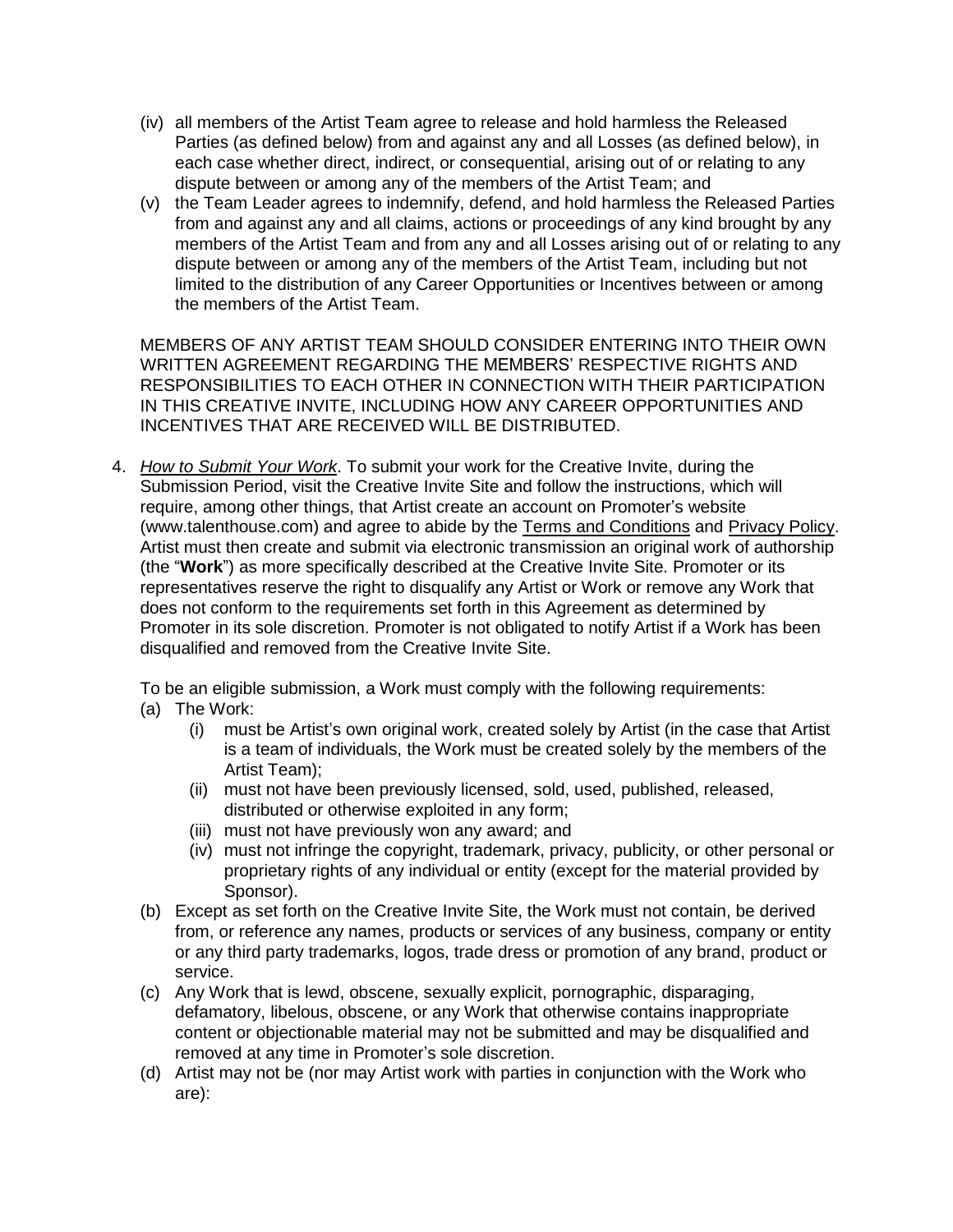(iv) all members of the Artist Team agree to release and hold harmless the Released Parties (as defined below) from and against any and all Losses (as defined below), in each case whether direct, indirect, or consequential, arising out of or relating to any dispute between or among any of the members of the Artist Team; and

(v) the Team Leader agrees to indemnify, defend, and hold harmless the Released Parties from and against any and all claims, actions or proceedings of any kind brought by any members of the Artist Team and from any and all Losses arising out of or relating to any dispute between or among any of the members of the Artist Team, including but not limited to the distribution of any Career Opportunities or Incentives between or among the members of the Artist Team.

MEMBERS OF ANY ARTIST TEAM SHOULD CONSIDER ENTERING INTO THEIR OWN WRITTEN AGREEMENT REGARDING THE MEMBERS' RESPECTIVE RIGHTS AND RESPONSIBILITIES TO EACH OTHER IN CONNECTION WITH THEIR PARTICIPATION IN THIS CREATIVE INVITE, INCLUDING HOW ANY CAREER OPPORTUNITIES AND INCENTIVES THAT ARE RECEIVED WILL BE DISTRIBUTED.

4. *How to Submit Your Work*. To submit your work for the Creative Invite, during the Submission Period, visit the Creative Invite Site and follow the instructions, which will require, among other things, that Artist create an account on Promoter's website (www.talenthouse.com) and agree to abide by the Terms and Conditions and Privacy Policy. Artist must then create and submit via electronic transmission an original work of authorship (the "**Work**") as more specifically described at the Creative Invite Site. Promoter or its representatives reserve the right to disqualify any Artist or Work or remove any Work that does not conform to the requirements set forth in this Agreement as determined by Promoter in its sole discretion. Promoter is not obligated to notify Artist if a Work has been disqualified and removed from the Creative Invite Site.

   To be an eligible submission, a Work must comply with the following requirements:

   (a) The Work:
      (i) must be Artist's own original work, created solely by Artist (in the case that Artist is a team of individuals, the Work must be created solely by the members of the Artist Team);
      (ii) must not have been previously licensed, sold, used, published, released, distributed or otherwise exploited in any form;
      (iii) must not have previously won any award; and
      (iv) must not infringe the copyright, trademark, privacy, publicity, or other personal or proprietary rights of any individual or entity (except for the material provided by Sponsor).

   (b) Except as set forth on the Creative Invite Site, the Work must not contain, be derived from, or reference any names, products or services of any business, company or entity or any third party trademarks, logos, trade dress or promotion of any brand, product or service.

   (c) Any Work that is lewd, obscene, sexually explicit, pornographic, disparaging, defamatory, libelous, obscene, or any Work that otherwise contains inappropriate content or objectionable material may not be submitted and may be disqualified and removed at any time in Promoter's sole discretion.

   (d) Artist may not be (nor may Artist work with parties in conjunction with the Work who are):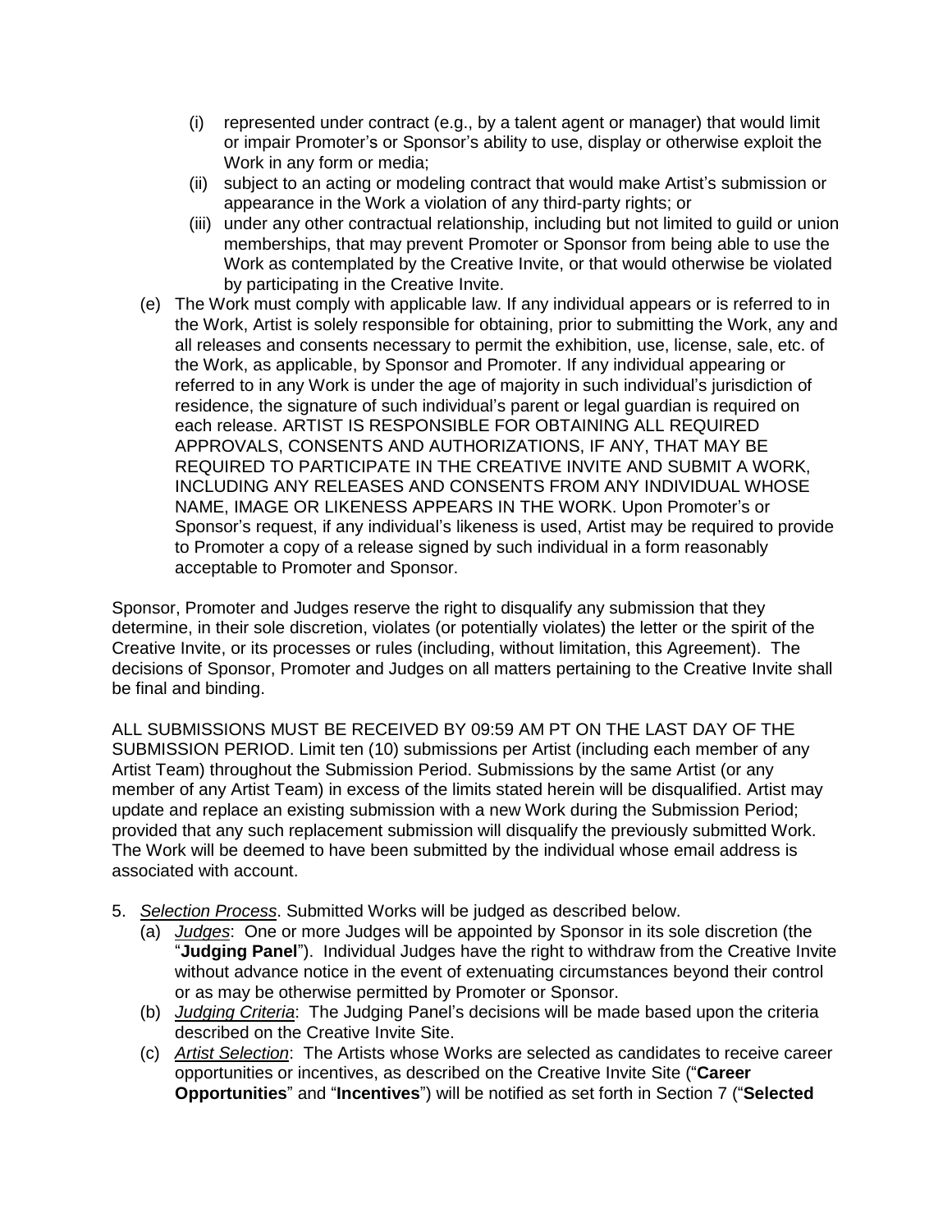(i) represented under contract (e.g., by a talent agent or manager) that would limit or impair Promoter's or Sponsor's ability to use, display or otherwise exploit the Work in any form or media;
   (ii) subject to an acting or modeling contract that would make Artist's submission or appearance in the Work a violation of any third-party rights; or
   (iii) under any other contractual relationship, including but not limited to guild or union memberships, that may prevent Promoter or Sponsor from being able to use the Work as contemplated by the Creative Invite, or that would otherwise be violated by participating in the Creative Invite.

(e) The Work must comply with applicable law. If any individual appears or is referred to in the Work, Artist is solely responsible for obtaining, prior to submitting the Work, any and all releases and consents necessary to permit the exhibition, use, license, sale, etc. of the Work, as applicable, by Sponsor and Promoter. If any individual appearing or referred to in any Work is under the age of majority in such individual's jurisdiction of residence, the signature of such individual's parent or legal guardian is required on each release. ARTIST IS RESPONSIBLE FOR OBTAINING ALL REQUIRED APPROVALS, CONSENTS AND AUTHORIZATIONS, IF ANY, THAT MAY BE REQUIRED TO PARTICIPATE IN THE CREATIVE INVITE AND SUBMIT A WORK, INCLUDING ANY RELEASES AND CONSENTS FROM ANY INDIVIDUAL WHOSE NAME, IMAGE OR LIKENESS APPEARS IN THE WORK. Upon Promoter's or Sponsor's request, if any individual's likeness is used, Artist may be required to provide to Promoter a copy of a release signed by such individual in a form reasonably acceptable to Promoter and Sponsor.

Sponsor, Promoter and Judges reserve the right to disqualify any submission that they determine, in their sole discretion, violates (or potentially violates) the letter or the spirit of the Creative Invite, or its processes or rules (including, without limitation, this Agreement). The decisions of Sponsor, Promoter and Judges on all matters pertaining to the Creative Invite shall be final and binding.

ALL SUBMISSIONS MUST BE RECEIVED BY 09:59 AM PT ON THE LAST DAY OF THE SUBMISSION PERIOD. Limit ten (10) submissions per Artist (including each member of any Artist Team) throughout the Submission Period. Submissions by the same Artist (or any member of any Artist Team) in excess of the limits stated herein will be disqualified. Artist may update and replace an existing submission with a new Work during the Submission Period; provided that any such replacement submission will disqualify the previously submitted Work. The Work will be deemed to have been submitted by the individual whose email address is associated with account.

5. *Selection Process*. Submitted Works will be judged as described below.
   (a) *Judges*: One or more Judges will be appointed by Sponsor in its sole discretion (the "**Judging Panel**"). Individual Judges have the right to withdraw from the Creative Invite without advance notice in the event of extenuating circumstances beyond their control or as may be otherwise permitted by Promoter or Sponsor.
   (b) *Judging Criteria*: The Judging Panel's decisions will be made based upon the criteria described on the Creative Invite Site.
   (c) *Artist Selection*: The Artists whose Works are selected as candidates to receive career opportunities or incentives, as described on the Creative Invite Site ("**Career Opportunities**" and "**Incentives**") will be notified as set forth in Section 7 ("**Selected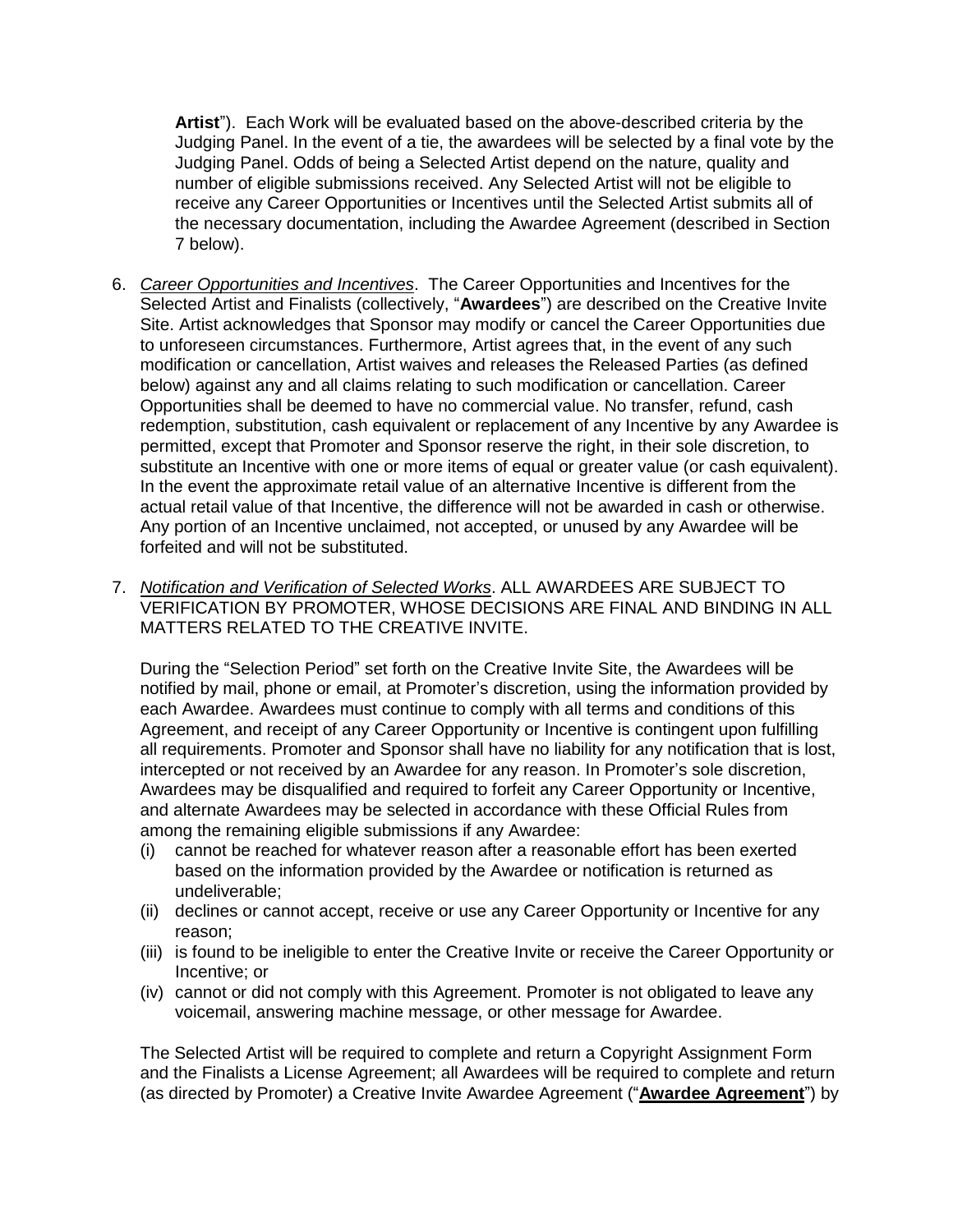**Artist**"). Each Work will be evaluated based on the above-described criteria by the Judging Panel. In the event of a tie, the awardees will be selected by a final vote by the Judging Panel. Odds of being a Selected Artist depend on the nature, quality and number of eligible submissions received. Any Selected Artist will not be eligible to receive any Career Opportunities or Incentives until the Selected Artist submits all of the necessary documentation, including the Awardee Agreement (described in Section 7 below).

6. *Career Opportunities and Incentives*. The Career Opportunities and Incentives for the Selected Artist and Finalists (collectively, "**Awardees**") are described on the Creative Invite Site. Artist acknowledges that Sponsor may modify or cancel the Career Opportunities due to unforeseen circumstances. Furthermore, Artist agrees that, in the event of any such modification or cancellation, Artist waives and releases the Released Parties (as defined below) against any and all claims relating to such modification or cancellation. Career Opportunities shall be deemed to have no commercial value. No transfer, refund, cash redemption, substitution, cash equivalent or replacement of any Incentive by any Awardee is permitted, except that Promoter and Sponsor reserve the right, in their sole discretion, to substitute an Incentive with one or more items of equal or greater value (or cash equivalent). In the event the approximate retail value of an alternative Incentive is different from the actual retail value of that Incentive, the difference will not be awarded in cash or otherwise. Any portion of an Incentive unclaimed, not accepted, or unused by any Awardee will be forfeited and will not be substituted.

7. *Notification and Verification of Selected Works*. ALL AWARDEES ARE SUBJECT TO VERIFICATION BY PROMOTER, WHOSE DECISIONS ARE FINAL AND BINDING IN ALL MATTERS RELATED TO THE CREATIVE INVITE.

   During the "Selection Period" set forth on the Creative Invite Site, the Awardees will be notified by mail, phone or email, at Promoter's discretion, using the information provided by each Awardee. Awardees must continue to comply with all terms and conditions of this Agreement, and receipt of any Career Opportunity or Incentive is contingent upon fulfilling all requirements. Promoter and Sponsor shall have no liability for any notification that is lost, intercepted or not received by an Awardee for any reason. In Promoter's sole discretion, Awardees may be disqualified and required to forfeit any Career Opportunity or Incentive, and alternate Awardees may be selected in accordance with these Official Rules from among the remaining eligible submissions if any Awardee:

   (i) cannot be reached for whatever reason after a reasonable effort has been exerted based on the information provided by the Awardee or notification is returned as undeliverable;
   (ii) declines or cannot accept, receive or use any Career Opportunity or Incentive for any reason;
   (iii) is found to be ineligible to enter the Creative Invite or receive the Career Opportunity or Incentive; or
   (iv) cannot or did not comply with this Agreement. Promoter is not obligated to leave any voicemail, answering machine message, or other message for Awardee.

   The Selected Artist will be required to complete and return a Copyright Assignment Form and the Finalists a License Agreement; all Awardees will be required to complete and return (as directed by Promoter) a Creative Invite Awardee Agreement ("**Awardee Agreement**") by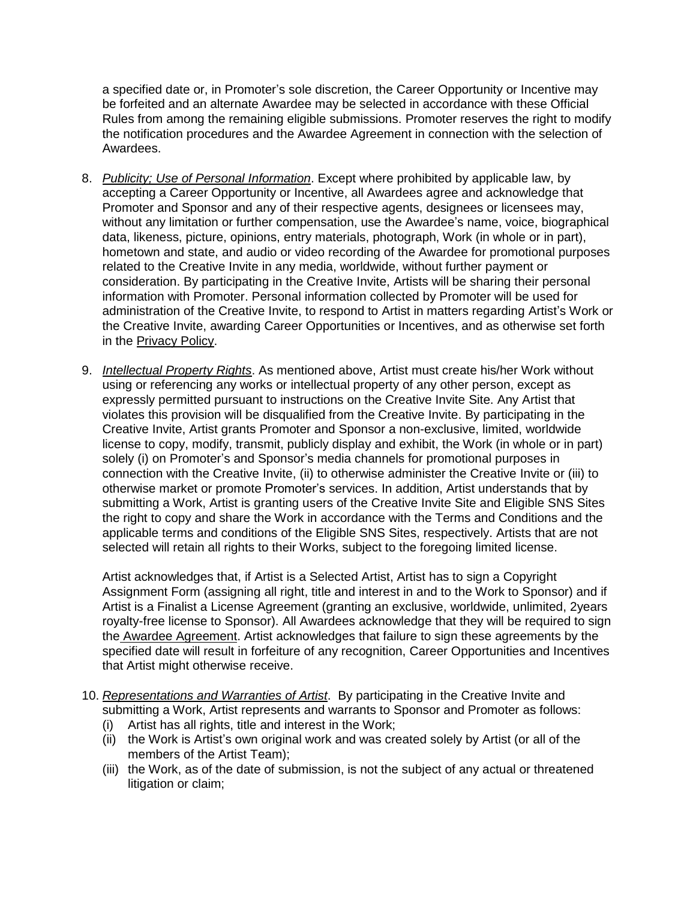a specified date or, in Promoter's sole discretion, the Career Opportunity or Incentive may be forfeited and an alternate Awardee may be selected in accordance with these Official Rules from among the remaining eligible submissions. Promoter reserves the right to modify the notification procedures and the Awardee Agreement in connection with the selection of Awardees.

8. *Publicity; Use of Personal Information*. Except where prohibited by applicable law, by accepting a Career Opportunity or Incentive, all Awardees agree and acknowledge that Promoter and Sponsor and any of their respective agents, designees or licensees may, without any limitation or further compensation, use the Awardee's name, voice, biographical data, likeness, picture, opinions, entry materials, photograph, Work (in whole or in part), hometown and state, and audio or video recording of the Awardee for promotional purposes related to the Creative Invite in any media, worldwide, without further payment or consideration. By participating in the Creative Invite, Artists will be sharing their personal information with Promoter. Personal information collected by Promoter will be used for administration of the Creative Invite, to respond to Artist in matters regarding Artist's Work or the Creative Invite, awarding Career Opportunities or Incentives, and as otherwise set forth in the Privacy Policy.

9. *Intellectual Property Rights*. As mentioned above, Artist must create his/her Work without using or referencing any works or intellectual property of any other person, except as expressly permitted pursuant to instructions on the Creative Invite Site. Any Artist that violates this provision will be disqualified from the Creative Invite. By participating in the Creative Invite, Artist grants Promoter and Sponsor a non-exclusive, limited, worldwide license to copy, modify, transmit, publicly display and exhibit, the Work (in whole or in part) solely (i) on Promoter's and Sponsor's media channels for promotional purposes in connection with the Creative Invite, (ii) to otherwise administer the Creative Invite or (iii) to otherwise market or promote Promoter's services. In addition, Artist understands that by submitting a Work, Artist is granting users of the Creative Invite Site and Eligible SNS Sites the right to copy and share the Work in accordance with the Terms and Conditions and the applicable terms and conditions of the Eligible SNS Sites, respectively. Artists that are not selected will retain all rights to their Works, subject to the foregoing limited license.

   Artist acknowledges that, if Artist is a Selected Artist, Artist has to sign a Copyright Assignment Form (assigning all right, title and interest in and to the Work to Sponsor) and if Artist is a Finalist a License Agreement (granting an exclusive, worldwide, unlimited, 2years royalty-free license to Sponsor). All Awardees acknowledge that they will be required to sign the Awardee Agreement. Artist acknowledges that failure to sign these agreements by the specified date will result in forfeiture of any recognition, Career Opportunities and Incentives that Artist might otherwise receive.

10. *Representations and Warranties of Artist*. By participating in the Creative Invite and submitting a Work, Artist represents and warrants to Sponsor and Promoter as follows:
    (i) Artist has all rights, title and interest in the Work;
    (ii) the Work is Artist's own original work and was created solely by Artist (or all of the members of the Artist Team);
    (iii) the Work, as of the date of submission, is not the subject of any actual or threatened litigation or claim;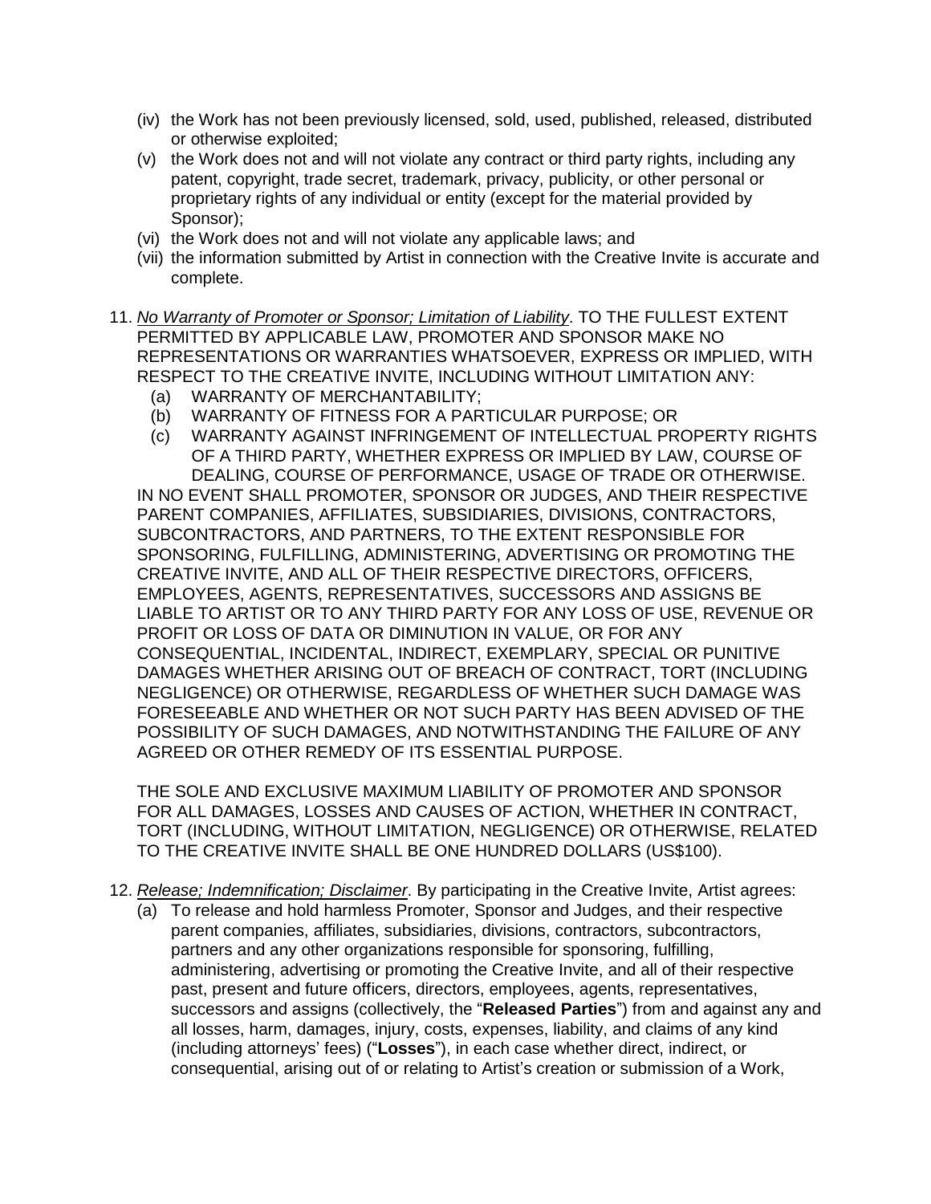(iv) the Work has not been previously licensed, sold, used, published, released, distributed or otherwise exploited;
(v) the Work does not and will not violate any contract or third party rights, including any patent, copyright, trade secret, trademark, privacy, publicity, or other personal or proprietary rights of any individual or entity (except for the material provided by Sponsor);
(vi) the Work does not and will not violate any applicable laws; and
(vii) the information submitted by Artist in connection with the Creative Invite is accurate and complete.

11. *No Warranty of Promoter or Sponsor; Limitation of Liability*. TO THE FULLEST EXTENT PERMITTED BY APPLICABLE LAW, PROMOTER AND SPONSOR MAKE NO REPRESENTATIONS OR WARRANTIES WHATSOEVER, EXPRESS OR IMPLIED, WITH RESPECT TO THE CREATIVE INVITE, INCLUDING WITHOUT LIMITATION ANY:
    (a) WARRANTY OF MERCHANTABILITY;
    (b) WARRANTY OF FITNESS FOR A PARTICULAR PURPOSE; OR
    (c) WARRANTY AGAINST INFRINGEMENT OF INTELLECTUAL PROPERTY RIGHTS OF A THIRD PARTY, WHETHER EXPRESS OR IMPLIED BY LAW, COURSE OF DEALING, COURSE OF PERFORMANCE, USAGE OF TRADE OR OTHERWISE.

    IN NO EVENT SHALL PROMOTER, SPONSOR OR JUDGES, AND THEIR RESPECTIVE PARENT COMPANIES, AFFILIATES, SUBSIDIARIES, DIVISIONS, CONTRACTORS, SUBCONTRACTORS, AND PARTNERS, TO THE EXTENT RESPONSIBLE FOR SPONSORING, FULFILLING, ADMINISTERING, ADVERTISING OR PROMOTING THE CREATIVE INVITE, AND ALL OF THEIR RESPECTIVE DIRECTORS, OFFICERS, EMPLOYEES, AGENTS, REPRESENTATIVES, SUCCESSORS AND ASSIGNS BE LIABLE TO ARTIST OR TO ANY THIRD PARTY FOR ANY LOSS OF USE, REVENUE OR PROFIT OR LOSS OF DATA OR DIMINUTION IN VALUE, OR FOR ANY CONSEQUENTIAL, INCIDENTAL, INDIRECT, EXEMPLARY, SPECIAL OR PUNITIVE DAMAGES WHETHER ARISING OUT OF BREACH OF CONTRACT, TORT (INCLUDING NEGLIGENCE) OR OTHERWISE, REGARDLESS OF WHETHER SUCH DAMAGE WAS FORESEEABLE AND WHETHER OR NOT SUCH PARTY HAS BEEN ADVISED OF THE POSSIBILITY OF SUCH DAMAGES, AND NOTWITHSTANDING THE FAILURE OF ANY AGREED OR OTHER REMEDY OF ITS ESSENTIAL PURPOSE.

    THE SOLE AND EXCLUSIVE MAXIMUM LIABILITY OF PROMOTER AND SPONSOR FOR ALL DAMAGES, LOSSES AND CAUSES OF ACTION, WHETHER IN CONTRACT, TORT (INCLUDING, WITHOUT LIMITATION, NEGLIGENCE) OR OTHERWISE, RELATED TO THE CREATIVE INVITE SHALL BE ONE HUNDRED DOLLARS (US$100).

12. *Release; Indemnification; Disclaimer*. By participating in the Creative Invite, Artist agrees:
    (a) To release and hold harmless Promoter, Sponsor and Judges, and their respective parent companies, affiliates, subsidiaries, divisions, contractors, subcontractors, partners and any other organizations responsible for sponsoring, fulfilling, administering, advertising or promoting the Creative Invite, and all of their respective past, present and future officers, directors, employees, agents, representatives, successors and assigns (collectively, the "**Released Parties**") from and against any and all losses, harm, damages, injury, costs, expenses, liability, and claims of any kind (including attorneys' fees) ("**Losses**"), in each case whether direct, indirect, or consequential, arising out of or relating to Artist's creation or submission of a Work,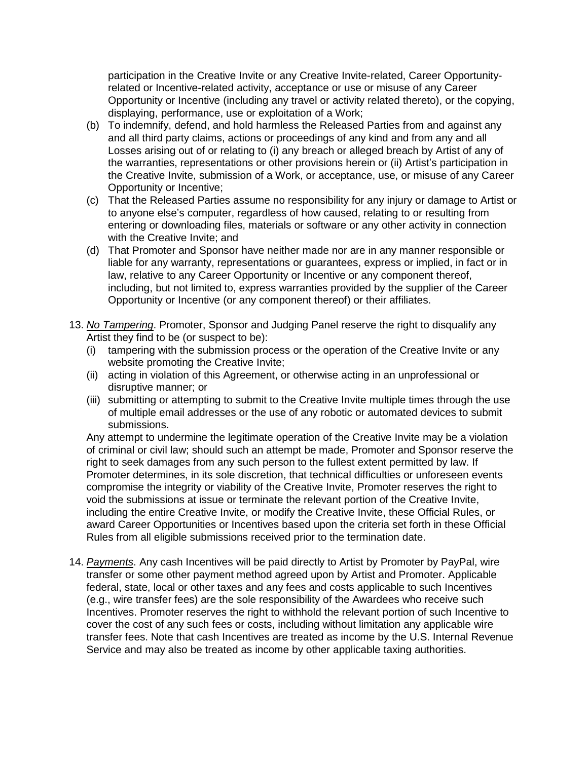participation in the Creative Invite or any Creative Invite-related, Career Opportunity-related or Incentive-related activity, acceptance or use or misuse of any Career Opportunity or Incentive (including any travel or activity related thereto), or the copying, displaying, performance, use or exploitation of a Work;

(b) To indemnify, defend, and hold harmless the Released Parties from and against any and all third party claims, actions or proceedings of any kind and from any and all Losses arising out of or relating to (i) any breach or alleged breach by Artist of any of the warranties, representations or other provisions herein or (ii) Artist's participation in the Creative Invite, submission of a Work, or acceptance, use, or misuse of any Career Opportunity or Incentive;

(c) That the Released Parties assume no responsibility for any injury or damage to Artist or to anyone else's computer, regardless of how caused, relating to or resulting from entering or downloading files, materials or software or any other activity in connection with the Creative Invite; and

(d) That Promoter and Sponsor have neither made nor are in any manner responsible or liable for any warranty, representations or guarantees, express or implied, in fact or in law, relative to any Career Opportunity or Incentive or any component thereof, including, but not limited to, express warranties provided by the supplier of the Career Opportunity or Incentive (or any component thereof) or their affiliates.

13. *No Tampering*. Promoter, Sponsor and Judging Panel reserve the right to disqualify any Artist they find to be (or suspect to be):

    (i) tampering with the submission process or the operation of the Creative Invite or any website promoting the Creative Invite;

    (ii) acting in violation of this Agreement, or otherwise acting in an unprofessional or disruptive manner; or

    (iii) submitting or attempting to submit to the Creative Invite multiple times through the use of multiple email addresses or the use of any robotic or automated devices to submit submissions.

    Any attempt to undermine the legitimate operation of the Creative Invite may be a violation of criminal or civil law; should such an attempt be made, Promoter and Sponsor reserve the right to seek damages from any such person to the fullest extent permitted by law. If Promoter determines, in its sole discretion, that technical difficulties or unforeseen events compromise the integrity or viability of the Creative Invite, Promoter reserves the right to void the submissions at issue or terminate the relevant portion of the Creative Invite, including the entire Creative Invite, or modify the Creative Invite, these Official Rules, or award Career Opportunities or Incentives based upon the criteria set forth in these Official Rules from all eligible submissions received prior to the termination date.

14. *Payments*. Any cash Incentives will be paid directly to Artist by Promoter by PayPal, wire transfer or some other payment method agreed upon by Artist and Promoter. Applicable federal, state, local or other taxes and any fees and costs applicable to such Incentives (e.g., wire transfer fees) are the sole responsibility of the Awardees who receive such Incentives. Promoter reserves the right to withhold the relevant portion of such Incentive to cover the cost of any such fees or costs, including without limitation any applicable wire transfer fees. Note that cash Incentives are treated as income by the U.S. Internal Revenue Service and may also be treated as income by other applicable taxing authorities.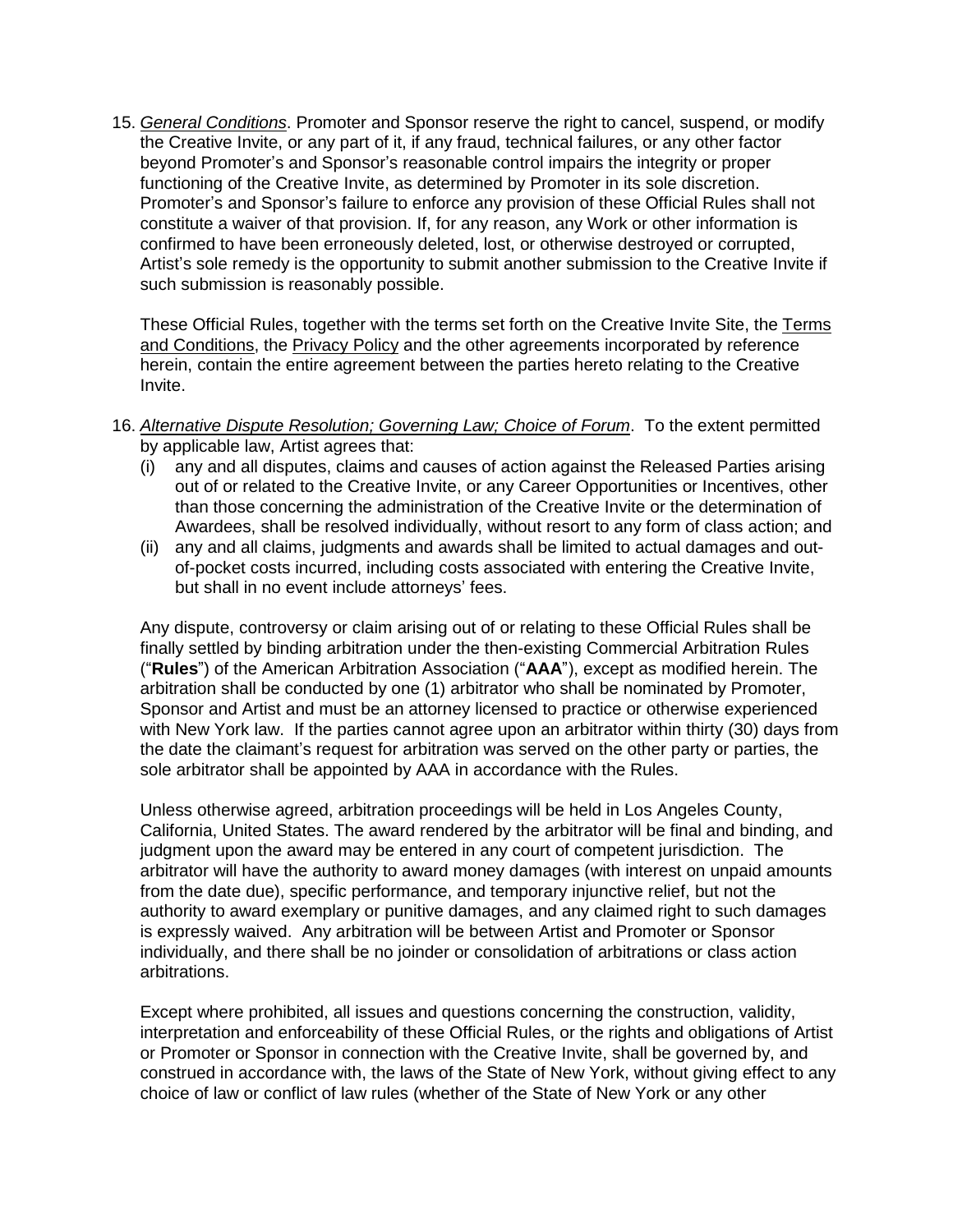15. *General Conditions*. Promoter and Sponsor reserve the right to cancel, suspend, or modify the Creative Invite, or any part of it, if any fraud, technical failures, or any other factor beyond Promoter's and Sponsor's reasonable control impairs the integrity or proper functioning of the Creative Invite, as determined by Promoter in its sole discretion. Promoter's and Sponsor's failure to enforce any provision of these Official Rules shall not constitute a waiver of that provision. If, for any reason, any Work or other information is confirmed to have been erroneously deleted, lost, or otherwise destroyed or corrupted, Artist's sole remedy is the opportunity to submit another submission to the Creative Invite if such submission is reasonably possible.

    These Official Rules, together with the terms set forth on the Creative Invite Site, the Terms and Conditions, the Privacy Policy and the other agreements incorporated by reference herein, contain the entire agreement between the parties hereto relating to the Creative Invite.

16. *Alternative Dispute Resolution; Governing Law; Choice of Forum*. To the extent permitted by applicable law, Artist agrees that:
    (i) any and all disputes, claims and causes of action against the Released Parties arising out of or related to the Creative Invite, or any Career Opportunities or Incentives, other than those concerning the administration of the Creative Invite or the determination of Awardees, shall be resolved individually, without resort to any form of class action; and
    (ii) any and all claims, judgments and awards shall be limited to actual damages and out-of-pocket costs incurred, including costs associated with entering the Creative Invite, but shall in no event include attorneys' fees.

    Any dispute, controversy or claim arising out of or relating to these Official Rules shall be finally settled by binding arbitration under the then-existing Commercial Arbitration Rules ("**Rules**") of the American Arbitration Association ("**AAA**"), except as modified herein. The arbitration shall be conducted by one (1) arbitrator who shall be nominated by Promoter, Sponsor and Artist and must be an attorney licensed to practice or otherwise experienced with New York law. If the parties cannot agree upon an arbitrator within thirty (30) days from the date the claimant's request for arbitration was served on the other party or parties, the sole arbitrator shall be appointed by AAA in accordance with the Rules.

    Unless otherwise agreed, arbitration proceedings will be held in Los Angeles County, California, United States. The award rendered by the arbitrator will be final and binding, and judgment upon the award may be entered in any court of competent jurisdiction. The arbitrator will have the authority to award money damages (with interest on unpaid amounts from the date due), specific performance, and temporary injunctive relief, but not the authority to award exemplary or punitive damages, and any claimed right to such damages is expressly waived. Any arbitration will be between Artist and Promoter or Sponsor individually, and there shall be no joinder or consolidation of arbitrations or class action arbitrations.

    Except where prohibited, all issues and questions concerning the construction, validity, interpretation and enforceability of these Official Rules, or the rights and obligations of Artist or Promoter or Sponsor in connection with the Creative Invite, shall be governed by, and construed in accordance with, the laws of the State of New York, without giving effect to any choice of law or conflict of law rules (whether of the State of New York or any other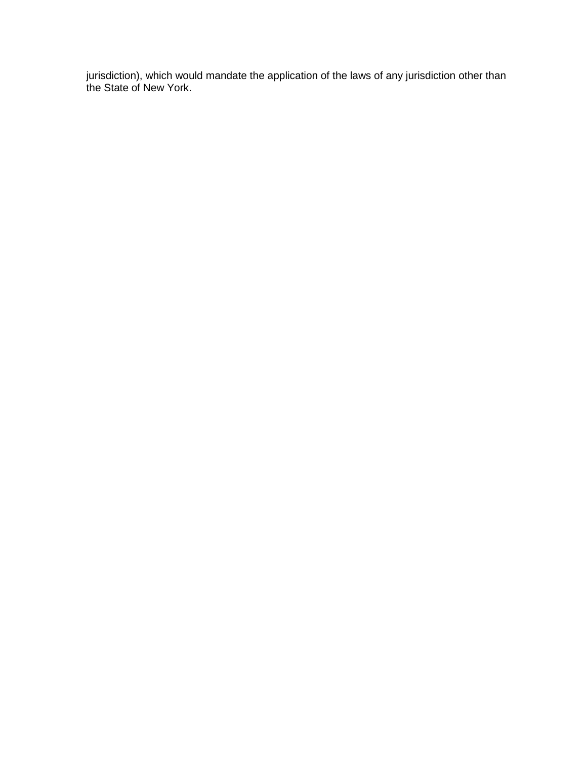jurisdiction), which would mandate the application of the laws of any jurisdiction other than the State of New York.